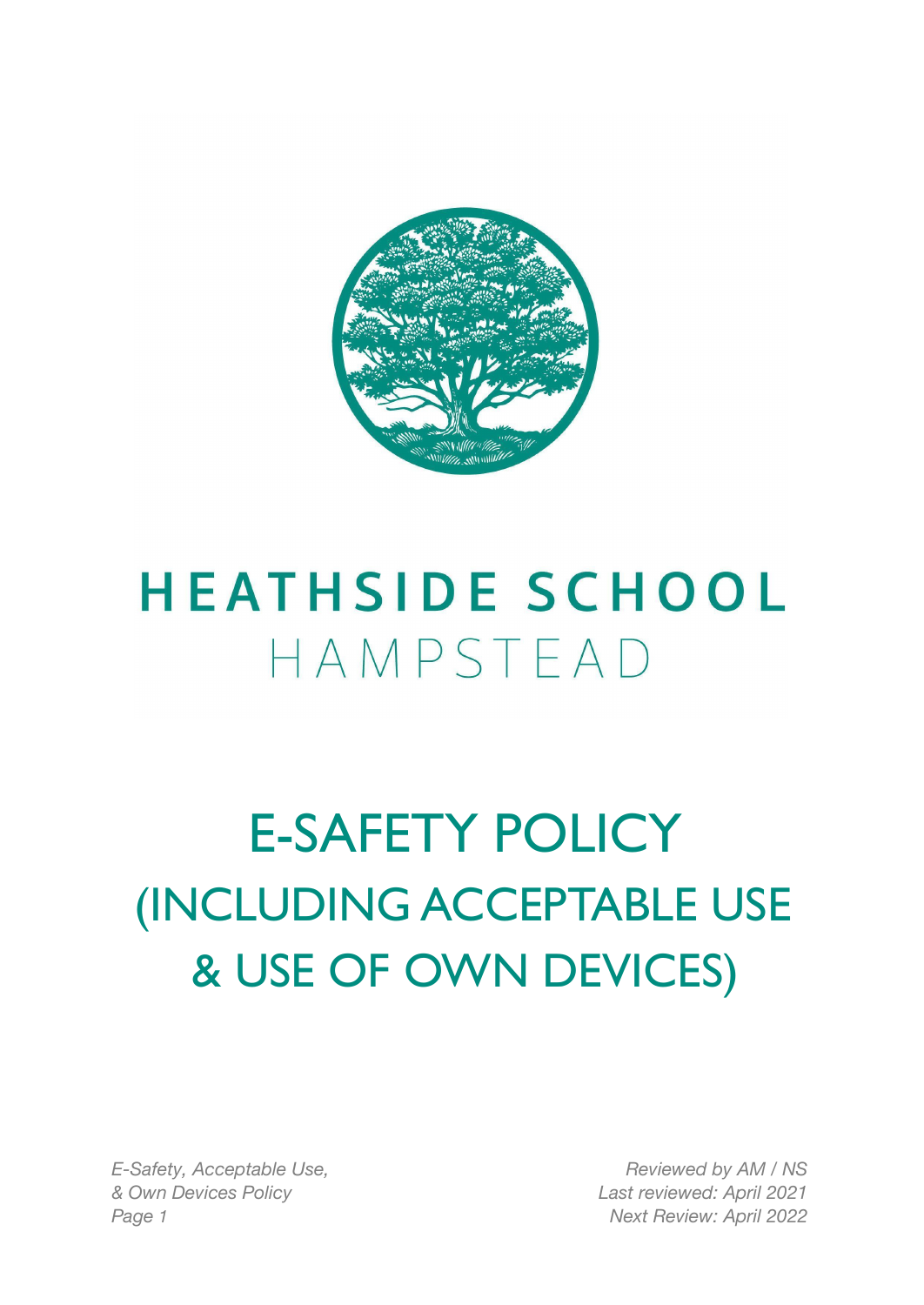# HEATHSIDE SCHOOL

HAMPSTEAD

# E-SAFETY POLICY (INCLUDING ACCEPTABLE USE & USE OF OWN DEVICES)

Reviewed by AM / NS
Last reviewed: April 2021
Next Review: April 2022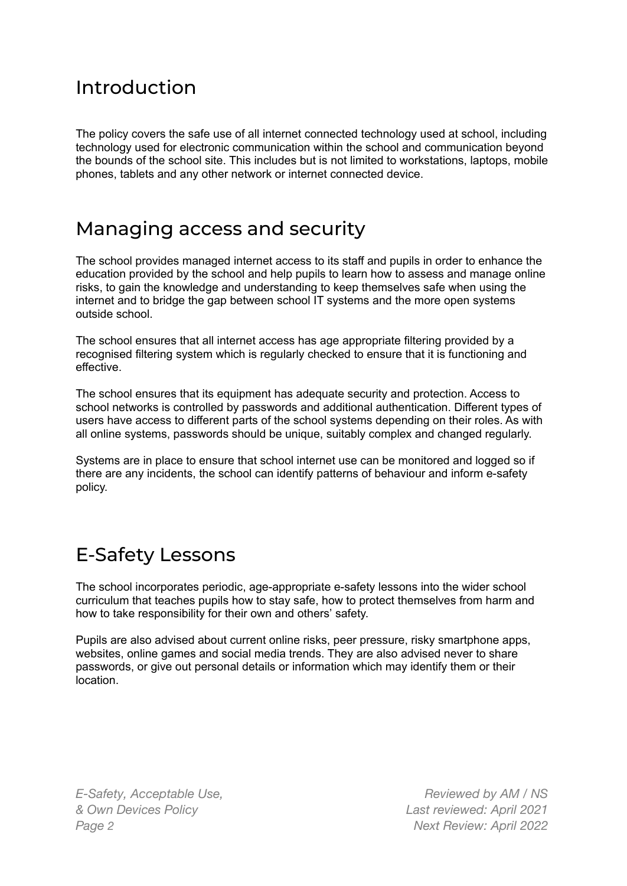## Introduction

The policy covers the safe use of all internet connected technology used at school, including technology used for electronic communication within the school and communication beyond the bounds of the school site. This includes but is not limited to workstations, laptops, mobile phones, tablets and any other network or internet connected device.

## Managing access and security

The school provides managed internet access to its staff and pupils in order to enhance the education provided by the school and help pupils to learn how to assess and manage online risks, to gain the knowledge and understanding to keep themselves safe when using the internet and to bridge the gap between school IT systems and the more open systems outside school.

The school ensures that all internet access has age appropriate filtering provided by a recognised filtering system which is regularly checked to ensure that it is functioning and effective.

The school ensures that its equipment has adequate security and protection. Access to school networks is controlled by passwords and additional authentication. Different types of users have access to different parts of the school systems depending on their roles. As with all online systems, passwords should be unique, suitably complex and changed regularly.

Systems are in place to ensure that school internet use can be monitored and logged so if there are any incidents, the school can identify patterns of behaviour and inform e-safety policy.

## E-Safety Lessons

The school incorporates periodic, age-appropriate e-safety lessons into the wider school curriculum that teaches pupils how to stay safe, how to protect themselves from harm and how to take responsibility for their own and others' safety.

Pupils are also advised about current online risks, peer pressure, risky smartphone apps, websites, online games and social media trends. They are also advised never to share passwords, or give out personal details or information which may identify them or their location.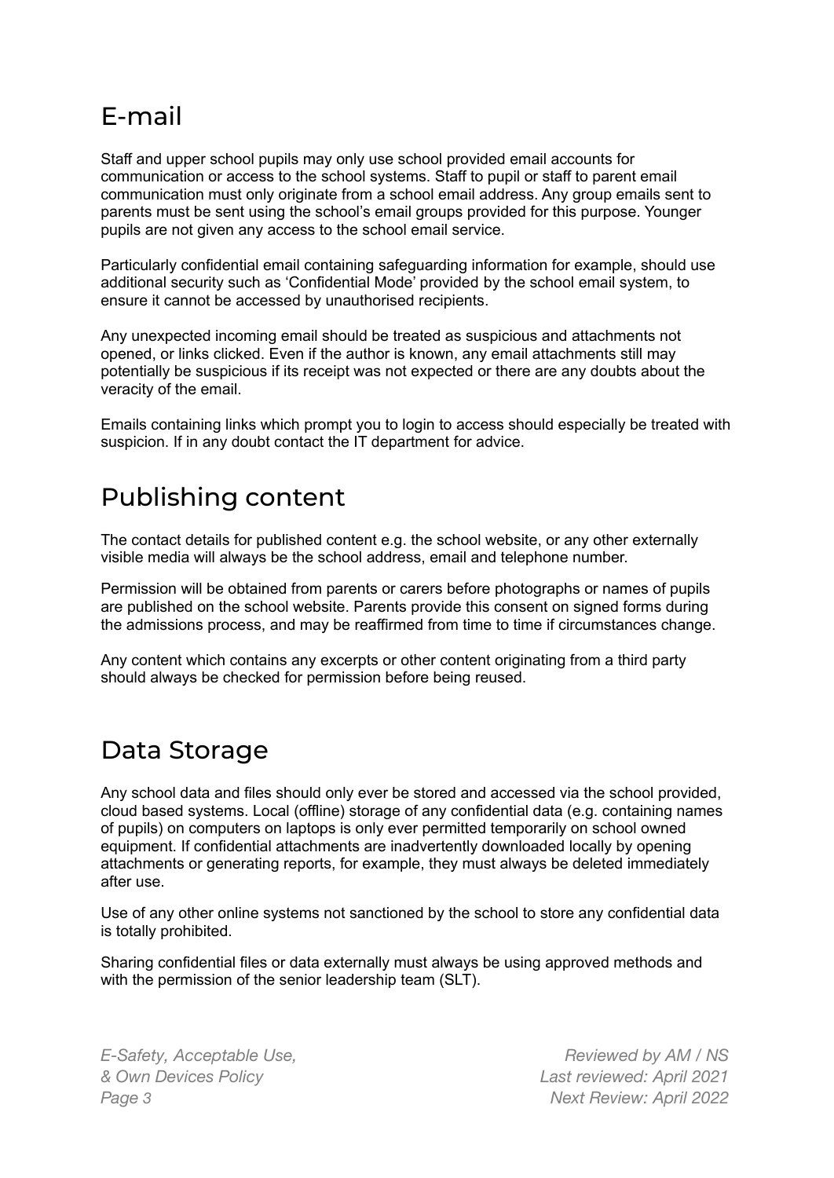## E-mail

Staff and upper school pupils may only use school provided email accounts for communication or access to the school systems. Staff to pupil or staff to parent email communication must only originate from a school email address. Any group emails sent to parents must be sent using the school's email groups provided for this purpose. Younger pupils are not given any access to the school email service.

Particularly confidential email containing safeguarding information for example, should use additional security such as 'Confidential Mode' provided by the school email system, to ensure it cannot be accessed by unauthorised recipients.

Any unexpected incoming email should be treated as suspicious and attachments not opened, or links clicked. Even if the author is known, any email attachments still may potentially be suspicious if its receipt was not expected or there are any doubts about the veracity of the email.

Emails containing links which prompt you to login to access should especially be treated with suspicion. If in any doubt contact the IT department for advice.

## Publishing content

The contact details for published content e.g. the school website, or any other externally visible media will always be the school address, email and telephone number.

Permission will be obtained from parents or carers before photographs or names of pupils are published on the school website. Parents provide this consent on signed forms during the admissions process, and may be reaffirmed from time to time if circumstances change.

Any content which contains any excerpts or other content originating from a third party should always be checked for permission before being reused.

## Data Storage

Any school data and files should only ever be stored and accessed via the school provided, cloud based systems. Local (offline) storage of any confidential data (e.g. containing names of pupils) on computers on laptops is only ever permitted temporarily on school owned equipment. If confidential attachments are inadvertently downloaded locally by opening attachments or generating reports, for example, they must always be deleted immediately after use.

Use of any other online systems not sanctioned by the school to store any confidential data is totally prohibited.

Sharing confidential files or data externally must always be using approved methods and with the permission of the senior leadership team (SLT).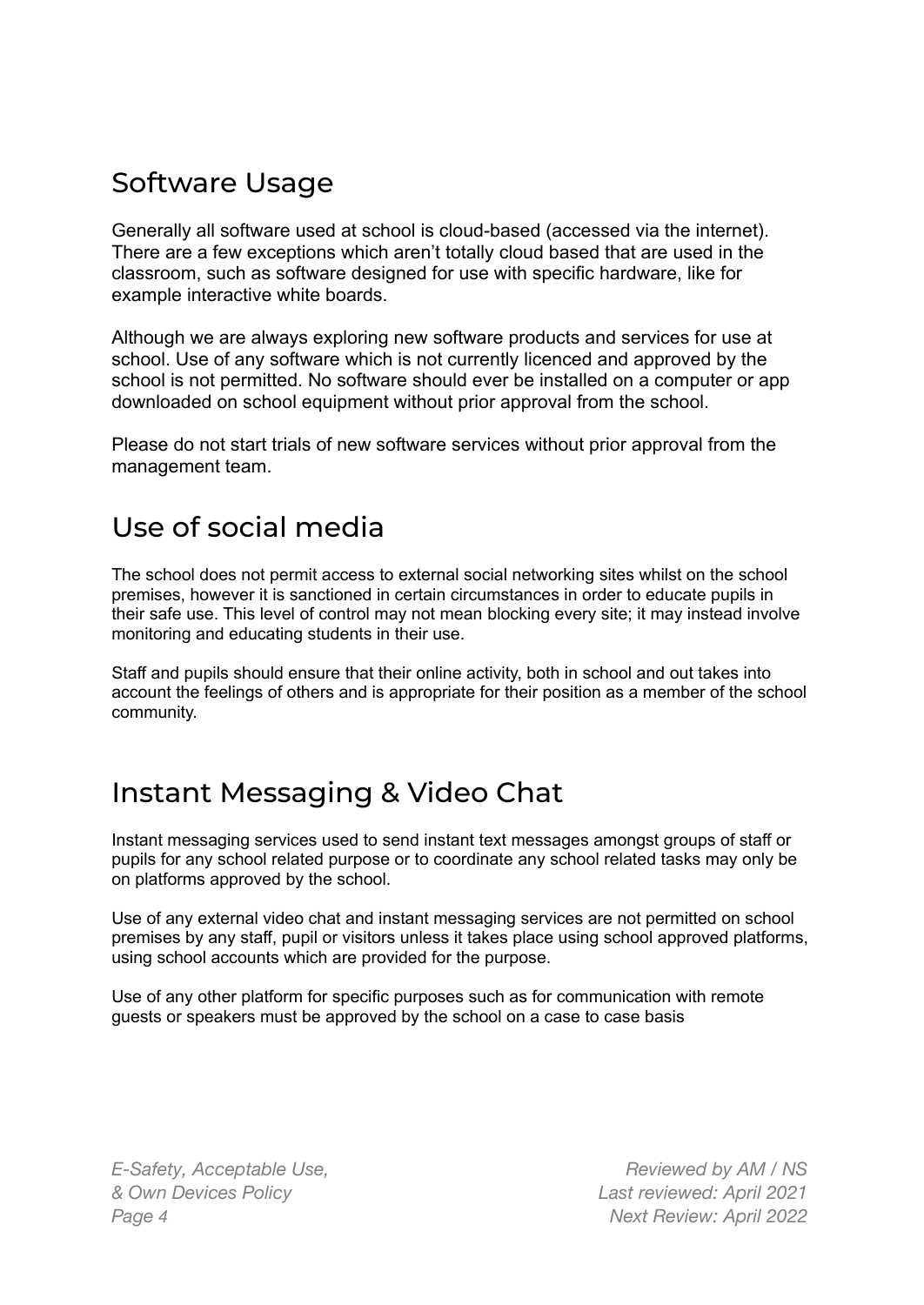## Software Usage

Generally all software used at school is cloud-based (accessed via the internet). There are a few exceptions which aren't totally cloud based that are used in the classroom, such as software designed for use with specific hardware, like for example interactive white boards.

Although we are always exploring new software products and services for use at school. Use of any software which is not currently licenced and approved by the school is not permitted. No software should ever be installed on a computer or app downloaded on school equipment without prior approval from the school.

Please do not start trials of new software services without prior approval from the management team.

## Use of social media

The school does not permit access to external social networking sites whilst on the school premises, however it is sanctioned in certain circumstances in order to educate pupils in their safe use. This level of control may not mean blocking every site; it may instead involve monitoring and educating students in their use.

Staff and pupils should ensure that their online activity, both in school and out takes into account the feelings of others and is appropriate for their position as a member of the school community.

## Instant Messaging & Video Chat

Instant messaging services used to send instant text messages amongst groups of staff or pupils for any school related purpose or to coordinate any school related tasks may only be on platforms approved by the school.

Use of any external video chat and instant messaging services are not permitted on school premises by any staff, pupil or visitors unless it takes place using school approved platforms, using school accounts which are provided for the purpose.

Use of any other platform for specific purposes such as for communication with remote guests or speakers must be approved by the school on a case to case basis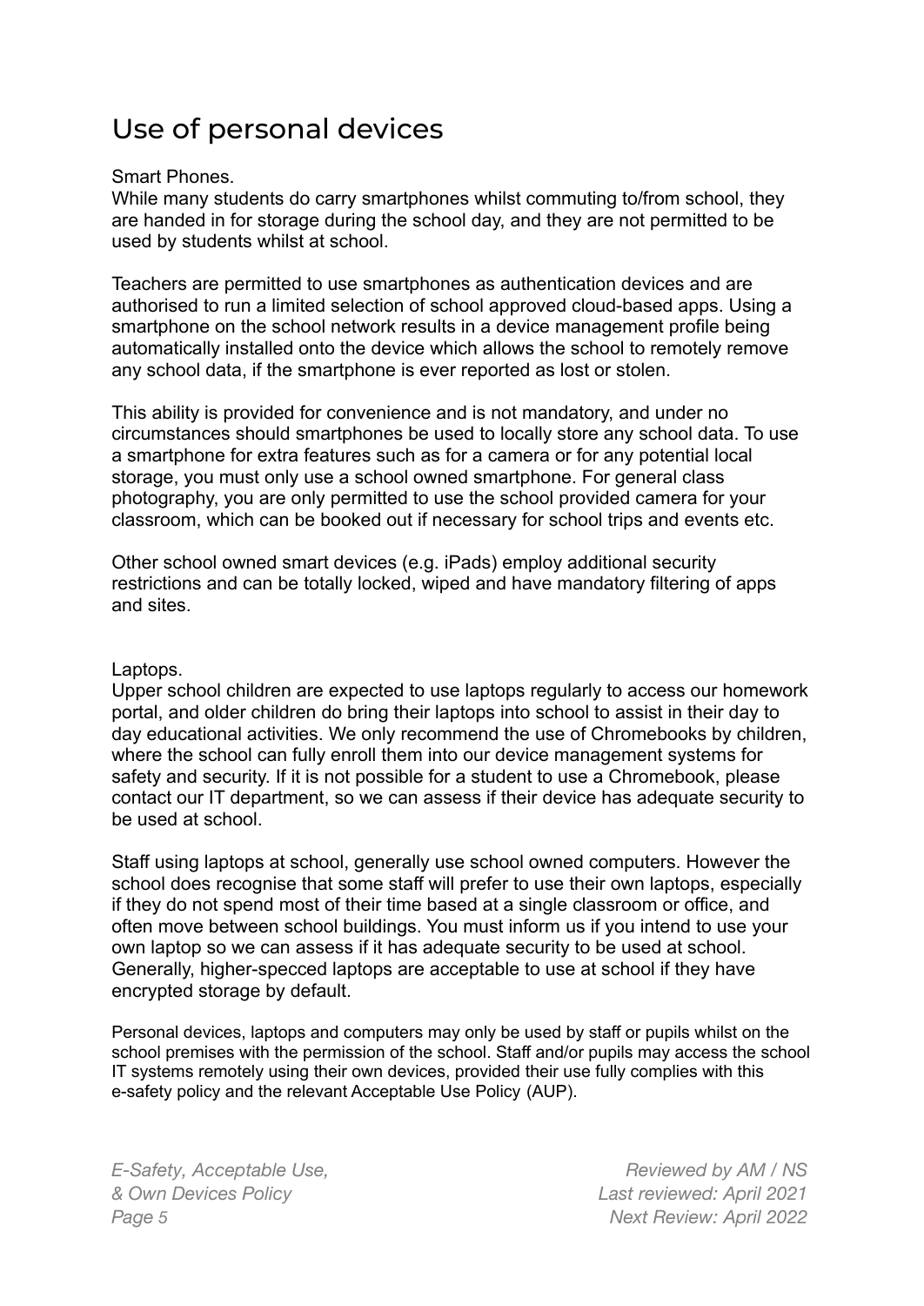# Use of personal devices

Smart Phones.
While many students do carry smartphones whilst commuting to/from school, they are handed in for storage during the school day, and they are not permitted to be used by students whilst at school.

Teachers are permitted to use smartphones as authentication devices and are authorised to run a limited selection of school approved cloud-based apps. Using a smartphone on the school network results in a device management profile being automatically installed onto the device which allows the school to remotely remove any school data, if the smartphone is ever reported as lost or stolen.

This ability is provided for convenience and is not mandatory, and under no circumstances should smartphones be used to locally store any school data. To use a smartphone for extra features such as for a camera or for any potential local storage, you must only use a school owned smartphone. For general class photography, you are only permitted to use the school provided camera for your classroom, which can be booked out if necessary for school trips and events etc.

Other school owned smart devices (e.g. iPads) employ additional security restrictions and can be totally locked, wiped and have mandatory filtering of apps and sites.

Laptops.
Upper school children are expected to use laptops regularly to access our homework portal, and older children do bring their laptops into school to assist in their day to day educational activities. We only recommend the use of Chromebooks by children, where the school can fully enroll them into our device management systems for safety and security. If it is not possible for a student to use a Chromebook, please contact our IT department, so we can assess if their device has adequate security to be used at school.

Staff using laptops at school, generally use school owned computers. However the school does recognise that some staff will prefer to use their own laptops, especially if they do not spend most of their time based at a single classroom or office, and often move between school buildings. You must inform us if you intend to use your own laptop so we can assess if it has adequate security to be used at school. Generally, higher-specced laptops are acceptable to use at school if they have encrypted storage by default.

Personal devices, laptops and computers may only be used by staff or pupils whilst on the school premises with the permission of the school. Staff and/or pupils may access the school IT systems remotely using their own devices, provided their use fully complies with this e-safety policy and the relevant Acceptable Use Policy (AUP).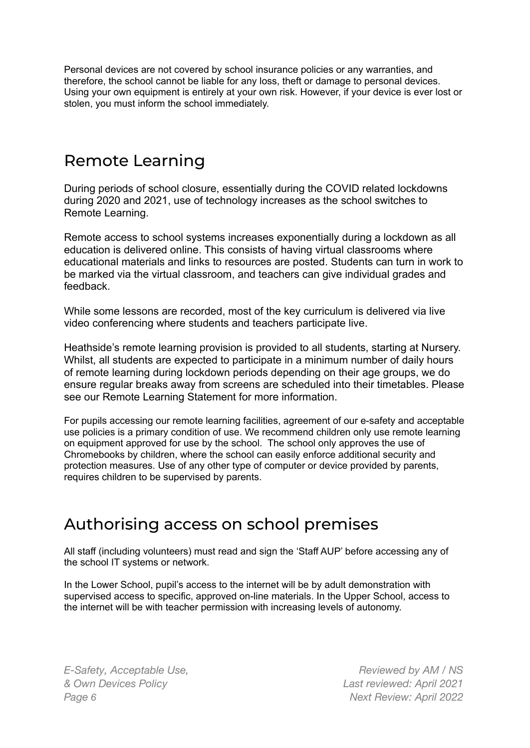Personal devices are not covered by school insurance policies or any warranties, and therefore, the school cannot be liable for any loss, theft or damage to personal devices. Using your own equipment is entirely at your own risk. However, if your device is ever lost or stolen, you must inform the school immediately.

## Remote Learning

During periods of school closure, essentially during the COVID related lockdowns during 2020 and 2021, use of technology increases as the school switches to Remote Learning.

Remote access to school systems increases exponentially during a lockdown as all education is delivered online. This consists of having virtual classrooms where educational materials and links to resources are posted. Students can turn in work to be marked via the virtual classroom, and teachers can give individual grades and feedback.

While some lessons are recorded, most of the key curriculum is delivered via live video conferencing where students and teachers participate live.

Heathside's remote learning provision is provided to all students, starting at Nursery. Whilst, all students are expected to participate in a minimum number of daily hours of remote learning during lockdown periods depending on their age groups, we do ensure regular breaks away from screens are scheduled into their timetables. Please see our Remote Learning Statement for more information.

For pupils accessing our remote learning facilities, agreement of our e-safety and acceptable use policies is a primary condition of use. We recommend children only use remote learning on equipment approved for use by the school. The school only approves the use of Chromebooks by children, where the school can easily enforce additional security and protection measures. Use of any other type of computer or device provided by parents, requires children to be supervised by parents.

## Authorising access on school premises

All staff (including volunteers) must read and sign the 'Staff AUP' before accessing any of the school IT systems or network.

In the Lower School, pupil's access to the internet will be by adult demonstration with supervised access to specific, approved on-line materials. In the Upper School, access to the internet will be with teacher permission with increasing levels of autonomy.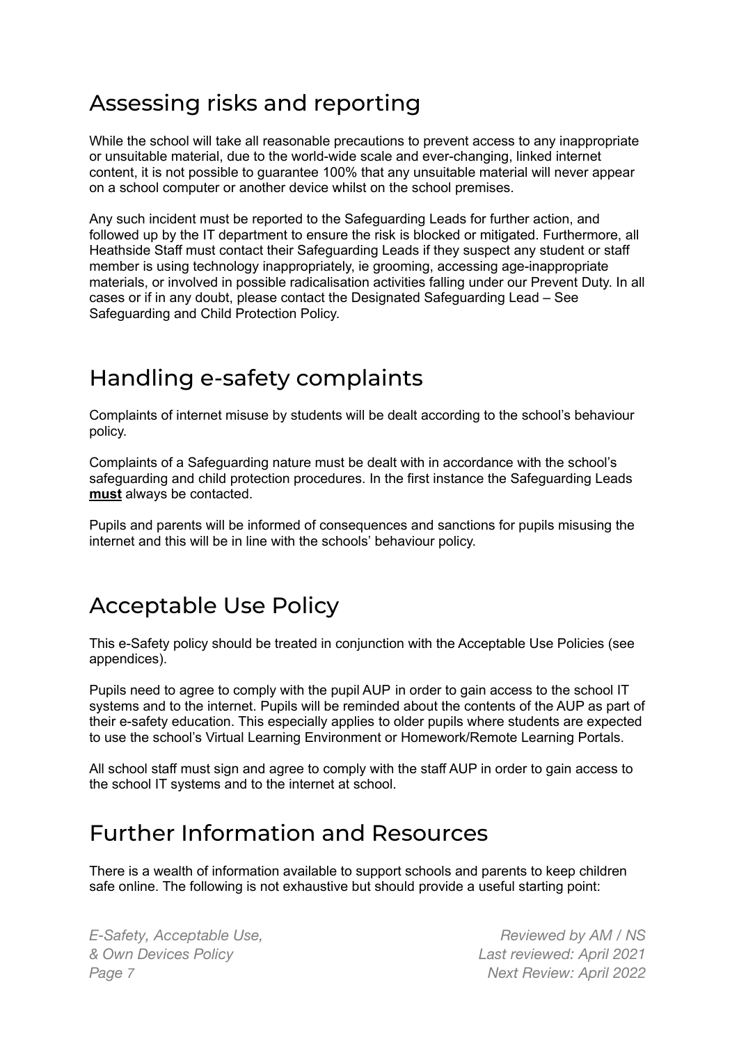## Assessing risks and reporting

While the school will take all reasonable precautions to prevent access to any inappropriate or unsuitable material, due to the world-wide scale and ever-changing, linked internet content, it is not possible to guarantee 100% that any unsuitable material will never appear on a school computer or another device whilst on the school premises.

Any such incident must be reported to the Safeguarding Leads for further action, and followed up by the IT department to ensure the risk is blocked or mitigated. Furthermore, all Heathside Staff must contact their Safeguarding Leads if they suspect any student or staff member is using technology inappropriately, ie grooming, accessing age-inappropriate materials, or involved in possible radicalisation activities falling under our Prevent Duty. In all cases or if in any doubt, please contact the Designated Safeguarding Lead – See Safeguarding and Child Protection Policy.

## Handling e-safety complaints

Complaints of internet misuse by students will be dealt according to the school's behaviour policy.

Complaints of a Safeguarding nature must be dealt with in accordance with the school's safeguarding and child protection procedures. In the first instance the Safeguarding Leads **must** always be contacted.

Pupils and parents will be informed of consequences and sanctions for pupils misusing the internet and this will be in line with the schools' behaviour policy.

## Acceptable Use Policy

This e-Safety policy should be treated in conjunction with the Acceptable Use Policies (see appendices).

Pupils need to agree to comply with the pupil AUP in order to gain access to the school IT systems and to the internet. Pupils will be reminded about the contents of the AUP as part of their e-safety education. This especially applies to older pupils where students are expected to use the school's Virtual Learning Environment or Homework/Remote Learning Portals.

All school staff must sign and agree to comply with the staff AUP in order to gain access to the school IT systems and to the internet at school.

## Further Information and Resources

There is a wealth of information available to support schools and parents to keep children safe online. The following is not exhaustive but should provide a useful starting point: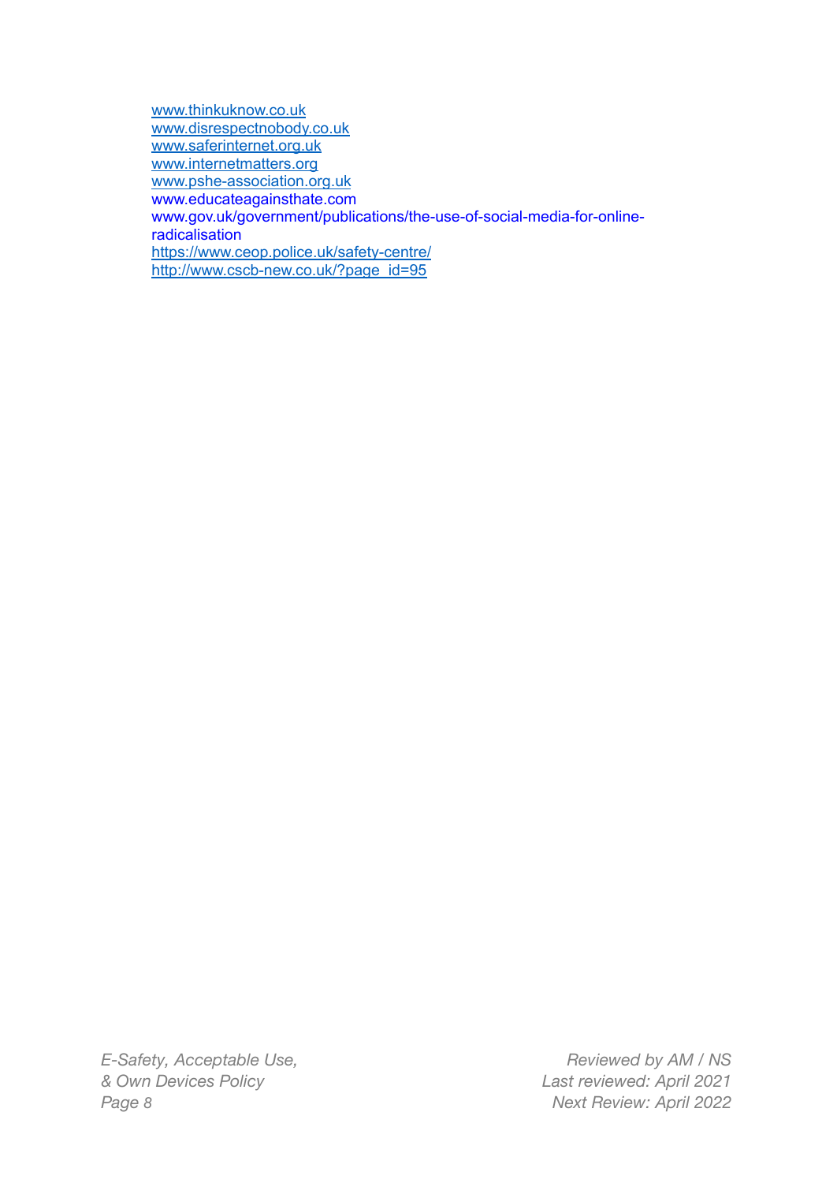www.thinkuknow.co.uk
www.disrespectnobody.co.uk
www.saferinternet.org.uk
www.internetmatters.org
www.pshe-association.org.uk
www.educateagainsthate.com
www.gov.uk/government/publications/the-use-of-social-media-for-online-radicalisation
https://www.ceop.police.uk/safety-centre/
http://www.cscb-new.co.uk/?page_id=95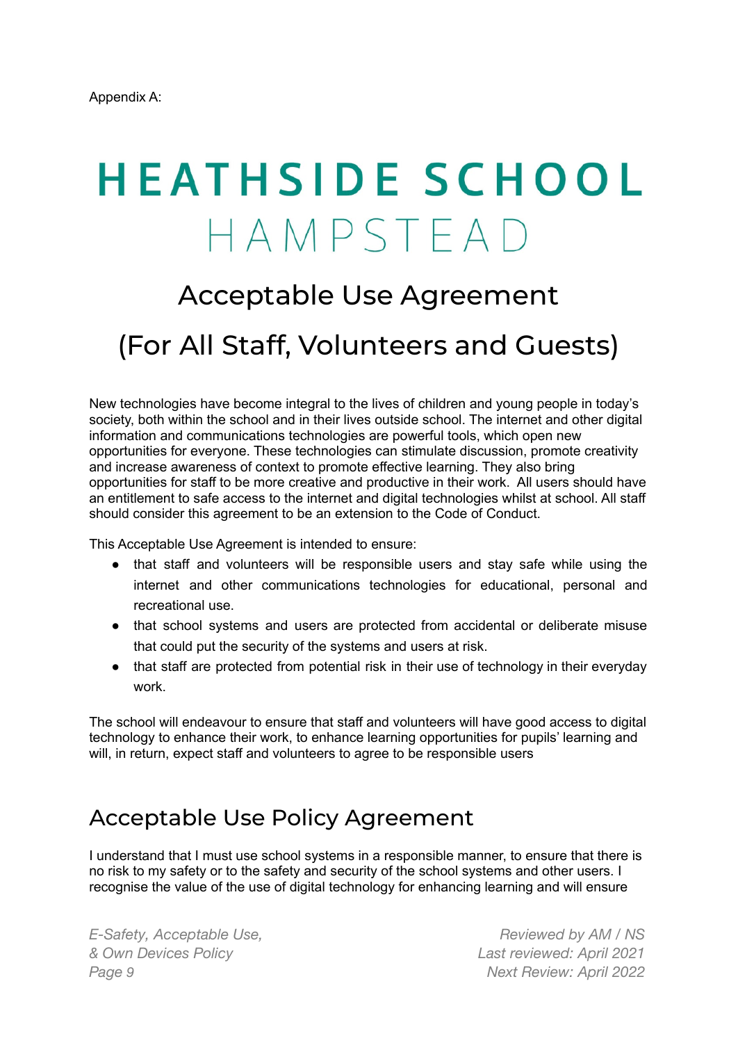Appendix A:

# HEATHSIDE SCHOOL HAMPSTEAD

## Acceptable Use Agreement

## (For All Staff, Volunteers and Guests)

New technologies have become integral to the lives of children and young people in today's society, both within the school and in their lives outside school. The internet and other digital information and communications technologies are powerful tools, which open new opportunities for everyone. These technologies can stimulate discussion, promote creativity and increase awareness of context to promote effective learning. They also bring opportunities for staff to be more creative and productive in their work. All users should have an entitlement to safe access to the internet and digital technologies whilst at school. All staff should consider this agreement to be an extension to the Code of Conduct.

This Acceptable Use Agreement is intended to ensure:

- that staff and volunteers will be responsible users and stay safe while using the internet and other communications technologies for educational, personal and recreational use.
- that school systems and users are protected from accidental or deliberate misuse that could put the security of the systems and users at risk.
- that staff are protected from potential risk in their use of technology in their everyday work.

The school will endeavour to ensure that staff and volunteers will have good access to digital technology to enhance their work, to enhance learning opportunities for pupils' learning and will, in return, expect staff and volunteers to agree to be responsible users

## Acceptable Use Policy Agreement

I understand that I must use school systems in a responsible manner, to ensure that there is no risk to my safety or to the safety and security of the school systems and other users. I recognise the value of the use of digital technology for enhancing learning and will ensure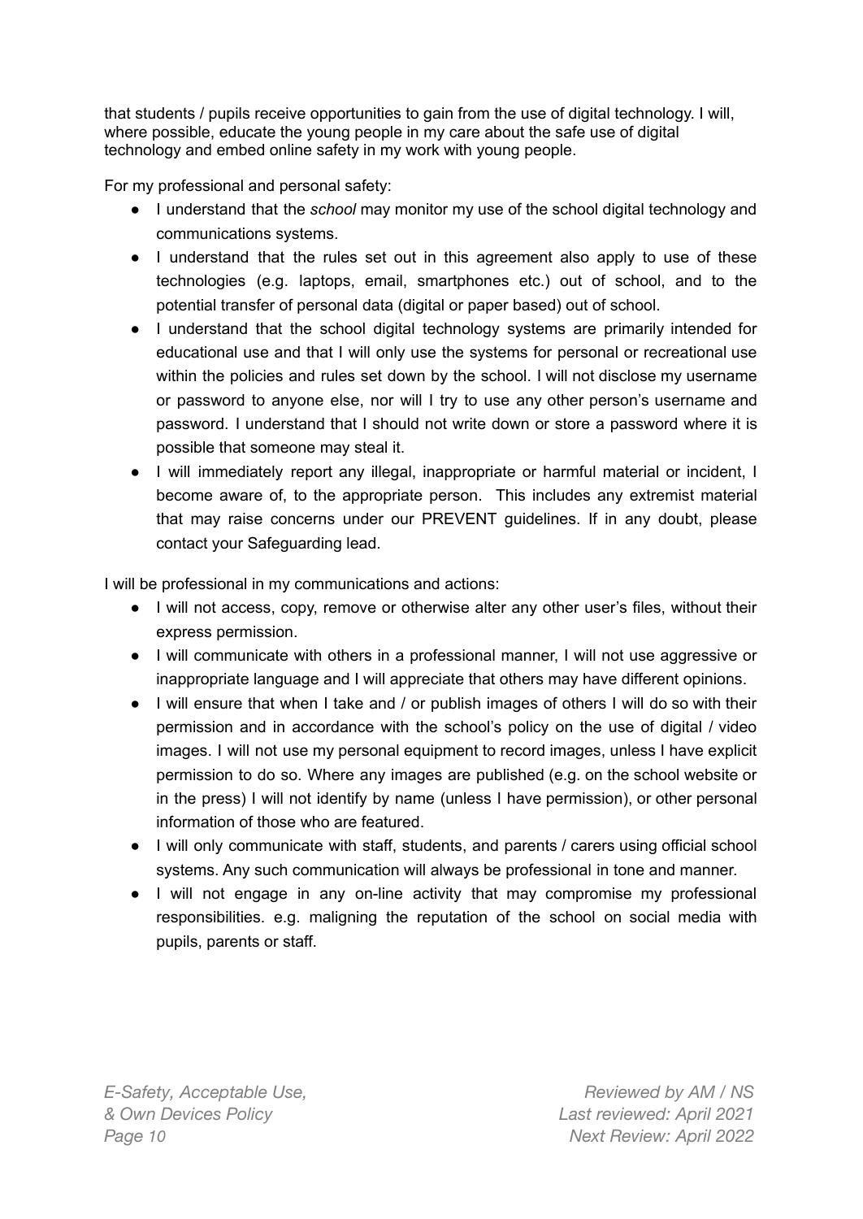that students / pupils receive opportunities to gain from the use of digital technology. I will, where possible, educate the young people in my care about the safe use of digital technology and embed online safety in my work with young people.

For my professional and personal safety:

- I understand that the *school* may monitor my use of the school digital technology and communications systems.
- I understand that the rules set out in this agreement also apply to use of these technologies (e.g. laptops, email, smartphones etc.) out of school, and to the potential transfer of personal data (digital or paper based) out of school.
- I understand that the school digital technology systems are primarily intended for educational use and that I will only use the systems for personal or recreational use within the policies and rules set down by the school. I will not disclose my username or password to anyone else, nor will I try to use any other person's username and password. I understand that I should not write down or store a password where it is possible that someone may steal it.
- I will immediately report any illegal, inappropriate or harmful material or incident, I become aware of, to the appropriate person. This includes any extremist material that may raise concerns under our PREVENT guidelines. If in any doubt, please contact your Safeguarding lead.

I will be professional in my communications and actions:

- I will not access, copy, remove or otherwise alter any other user's files, without their express permission.
- I will communicate with others in a professional manner, I will not use aggressive or inappropriate language and I will appreciate that others may have different opinions.
- I will ensure that when I take and / or publish images of others I will do so with their permission and in accordance with the school's policy on the use of digital / video images. I will not use my personal equipment to record images, unless I have explicit permission to do so. Where any images are published (e.g. on the school website or in the press) I will not identify by name (unless I have permission), or other personal information of those who are featured.
- I will only communicate with staff, students, and parents / carers using official school systems. Any such communication will always be professional in tone and manner.
- I will not engage in any on-line activity that may compromise my professional responsibilities. e.g. maligning the reputation of the school on social media with pupils, parents or staff.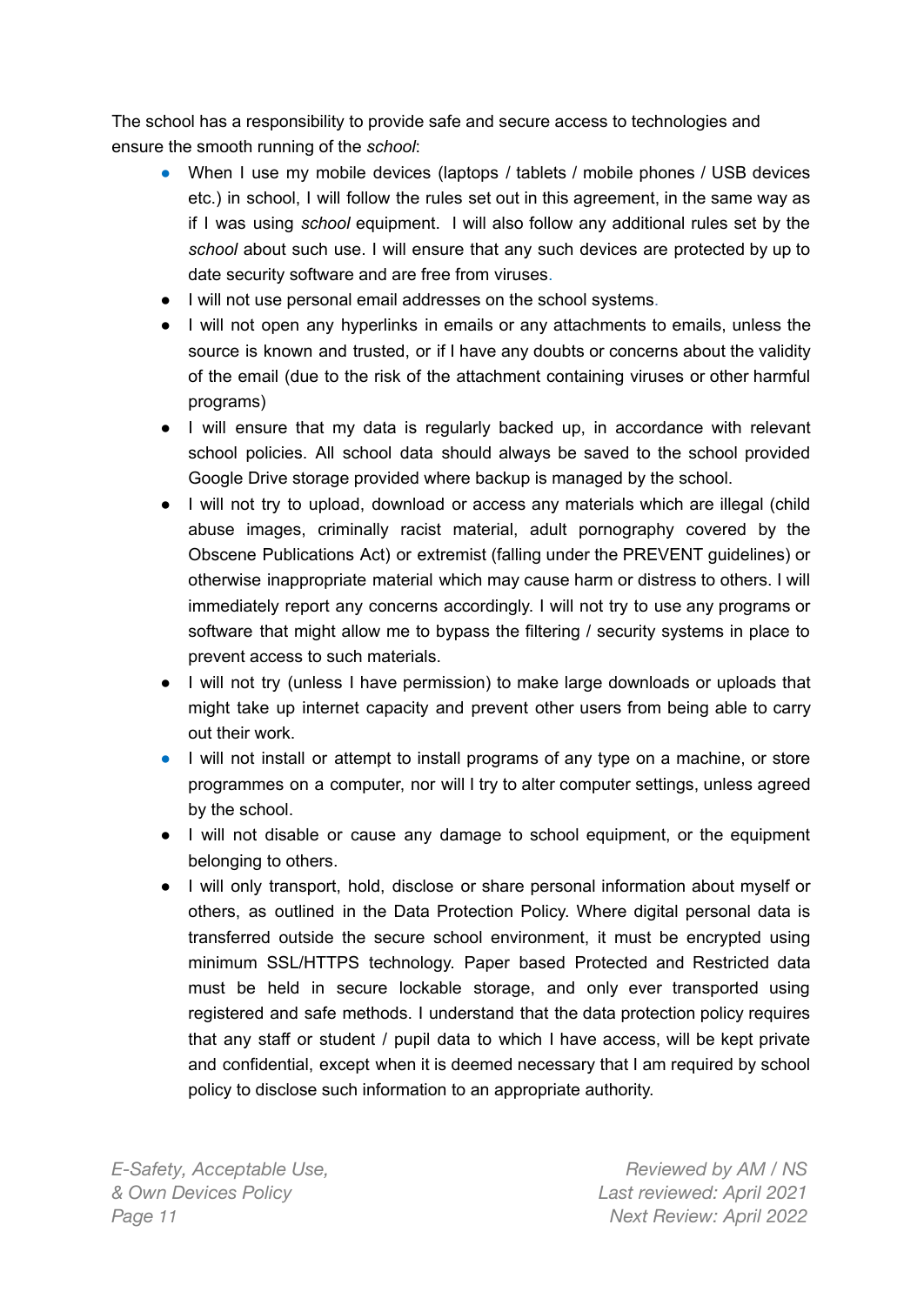The school has a responsibility to provide safe and secure access to technologies and ensure the smooth running of the *school*:

- When I use my mobile devices (laptops / tablets / mobile phones / USB devices etc.) in school, I will follow the rules set out in this agreement, in the same way as if I was using *school* equipment. I will also follow any additional rules set by the *school* about such use. I will ensure that any such devices are protected by up to date security software and are free from viruses.
- I will not use personal email addresses on the school systems.
- I will not open any hyperlinks in emails or any attachments to emails, unless the source is known and trusted, or if I have any doubts or concerns about the validity of the email (due to the risk of the attachment containing viruses or other harmful programs)
- I will ensure that my data is regularly backed up, in accordance with relevant school policies. All school data should always be saved to the school provided Google Drive storage provided where backup is managed by the school.
- I will not try to upload, download or access any materials which are illegal (child abuse images, criminally racist material, adult pornography covered by the Obscene Publications Act) or extremist (falling under the PREVENT guidelines) or otherwise inappropriate material which may cause harm or distress to others. I will immediately report any concerns accordingly. I will not try to use any programs or software that might allow me to bypass the filtering / security systems in place to prevent access to such materials.
- I will not try (unless I have permission) to make large downloads or uploads that might take up internet capacity and prevent other users from being able to carry out their work.
- I will not install or attempt to install programs of any type on a machine, or store programmes on a computer, nor will I try to alter computer settings, unless agreed by the school.
- I will not disable or cause any damage to school equipment, or the equipment belonging to others.
- I will only transport, hold, disclose or share personal information about myself or others, as outlined in the Data Protection Policy. Where digital personal data is transferred outside the secure school environment, it must be encrypted using minimum SSL/HTTPS technology. Paper based Protected and Restricted data must be held in secure lockable storage, and only ever transported using registered and safe methods. I understand that the data protection policy requires that any staff or student / pupil data to which I have access, will be kept private and confidential, except when it is deemed necessary that I am required by school policy to disclose such information to an appropriate authority.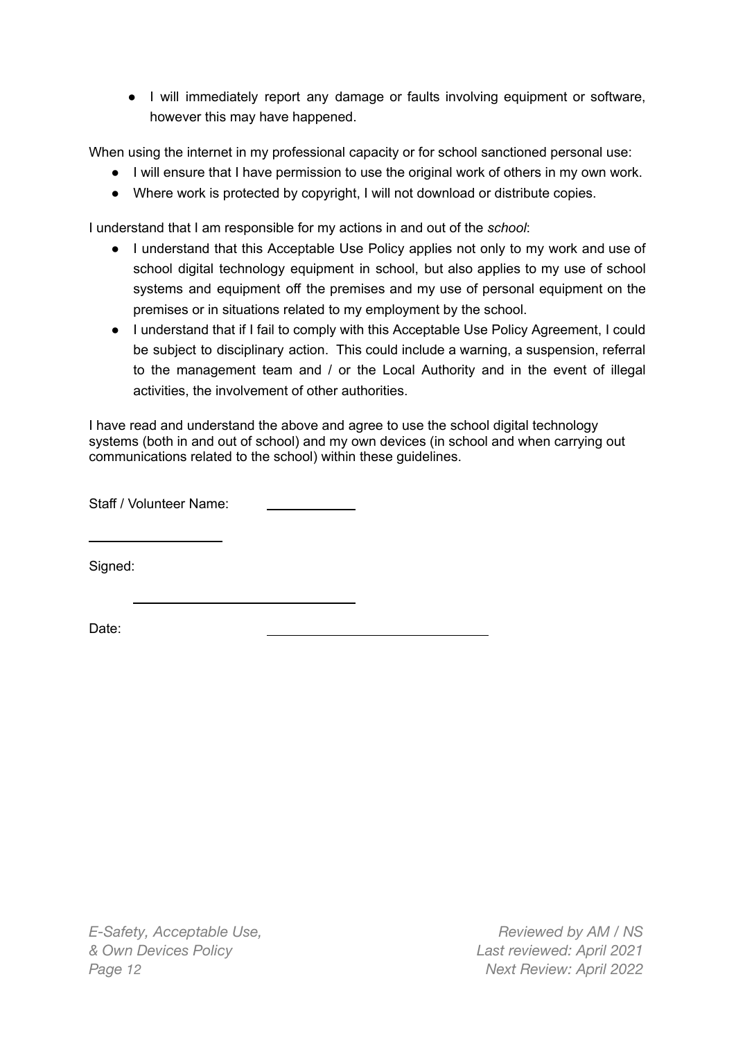- I will immediately report any damage or faults involving equipment or software, however this may have happened.

When using the internet in my professional capacity or for school sanctioned personal use:

- I will ensure that I have permission to use the original work of others in my own work.
- Where work is protected by copyright, I will not download or distribute copies.

I understand that I am responsible for my actions in and out of the *school*:

- I understand that this Acceptable Use Policy applies not only to my work and use of school digital technology equipment in school, but also applies to my use of school systems and equipment off the premises and my use of personal equipment on the premises or in situations related to my employment by the school.
- I understand that if I fail to comply with this Acceptable Use Policy Agreement, I could be subject to disciplinary action. This could include a warning, a suspension, referral to the management team and / or the Local Authority and in the event of illegal activities, the involvement of other authorities.

I have read and understand the above and agree to use the school digital technology systems (both in and out of school) and my own devices (in school and when carrying out communications related to the school) within these guidelines.

Staff / Volunteer Name: ____________

____________

Signed:

____________

Date: ____________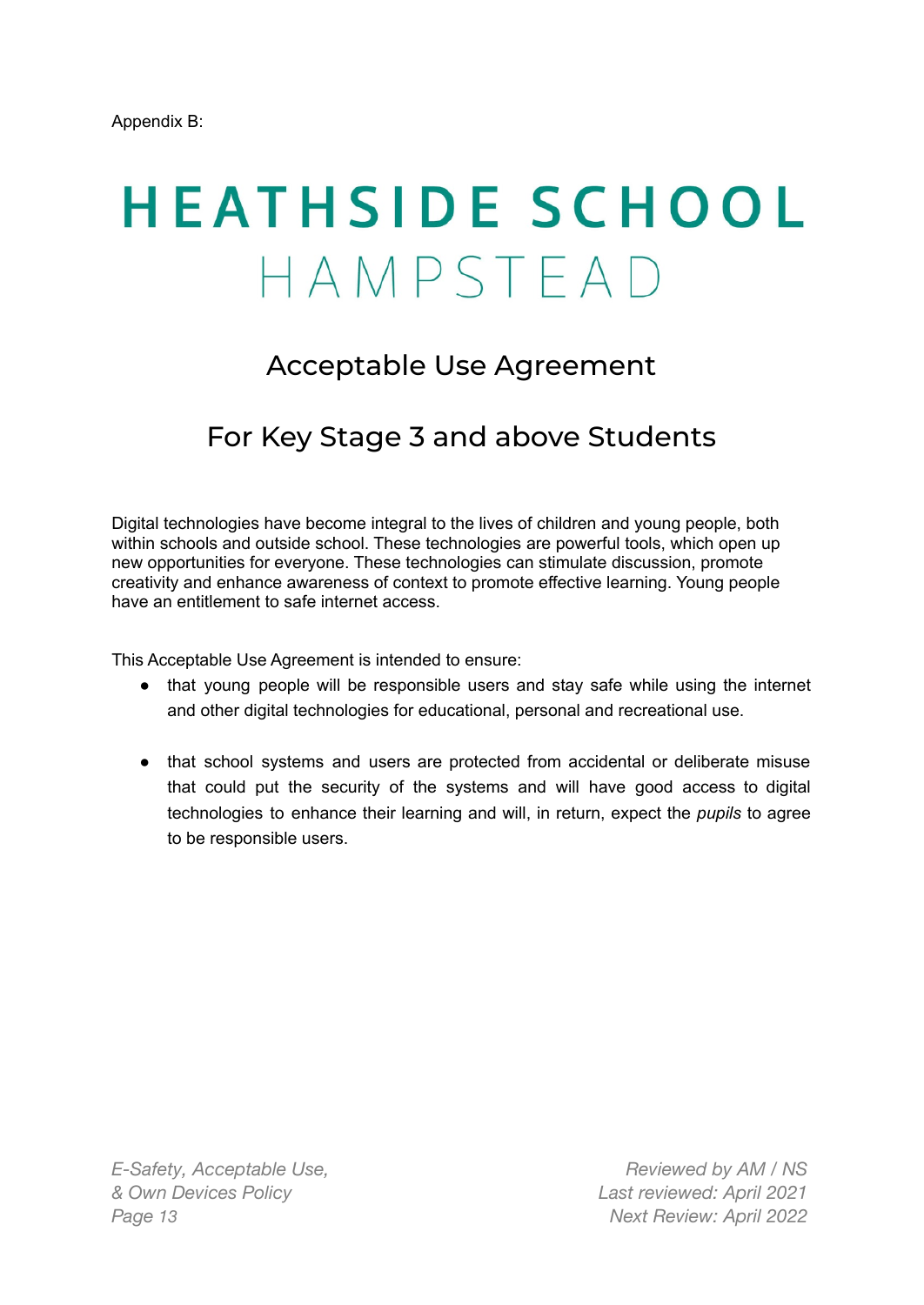Appendix B:

# HEATHSIDE SCHOOL
# HAMPSTEAD

## Acceptable Use Agreement

## For Key Stage 3 and above Students

Digital technologies have become integral to the lives of children and young people, both within schools and outside school. These technologies are powerful tools, which open up new opportunities for everyone. These technologies can stimulate discussion, promote creativity and enhance awareness of context to promote effective learning. Young people have an entitlement to safe internet access.

This Acceptable Use Agreement is intended to ensure:

- that young people will be responsible users and stay safe while using the internet and other digital technologies for educational, personal and recreational use.
- that school systems and users are protected from accidental or deliberate misuse that could put the security of the systems and will have good access to digital technologies to enhance their learning and will, in return, expect the *pupils* to agree to be responsible users.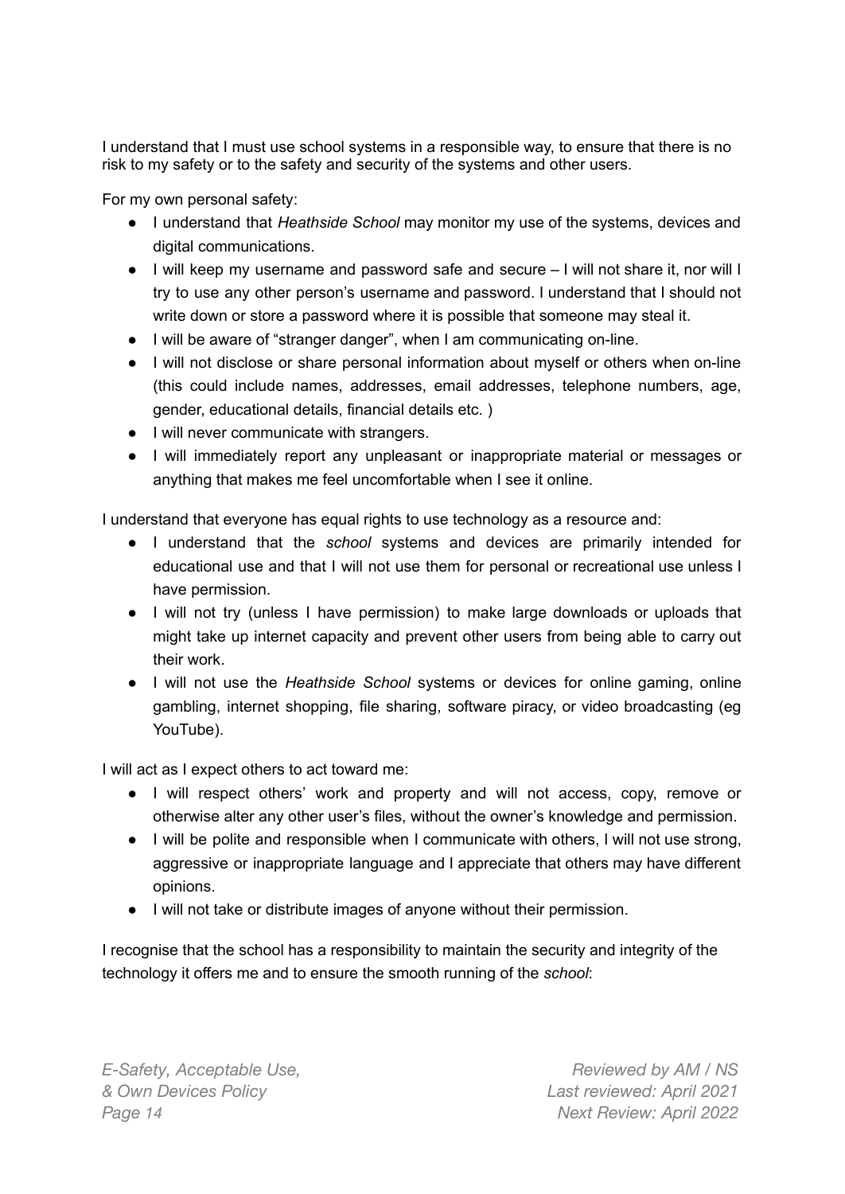I understand that I must use school systems in a responsible way, to ensure that there is no risk to my safety or to the safety and security of the systems and other users.

For my own personal safety:

- I understand that *Heathside School* may monitor my use of the systems, devices and digital communications.
- I will keep my username and password safe and secure – I will not share it, nor will I try to use any other person's username and password. I understand that I should not write down or store a password where it is possible that someone may steal it.
- I will be aware of "stranger danger", when I am communicating on-line.
- I will not disclose or share personal information about myself or others when on-line (this could include names, addresses, email addresses, telephone numbers, age, gender, educational details, financial details etc. )
- I will never communicate with strangers.
- I will immediately report any unpleasant or inappropriate material or messages or anything that makes me feel uncomfortable when I see it online.

I understand that everyone has equal rights to use technology as a resource and:

- I understand that the *school* systems and devices are primarily intended for educational use and that I will not use them for personal or recreational use unless I have permission.
- I will not try (unless I have permission) to make large downloads or uploads that might take up internet capacity and prevent other users from being able to carry out their work.
- I will not use the *Heathside School* systems or devices for online gaming, online gambling, internet shopping, file sharing, software piracy, or video broadcasting (eg YouTube).

I will act as I expect others to act toward me:

- I will respect others' work and property and will not access, copy, remove or otherwise alter any other user's files, without the owner's knowledge and permission.
- I will be polite and responsible when I communicate with others, I will not use strong, aggressive or inappropriate language and I appreciate that others may have different opinions.
- I will not take or distribute images of anyone without their permission.

I recognise that the school has a responsibility to maintain the security and integrity of the technology it offers me and to ensure the smooth running of the *school*: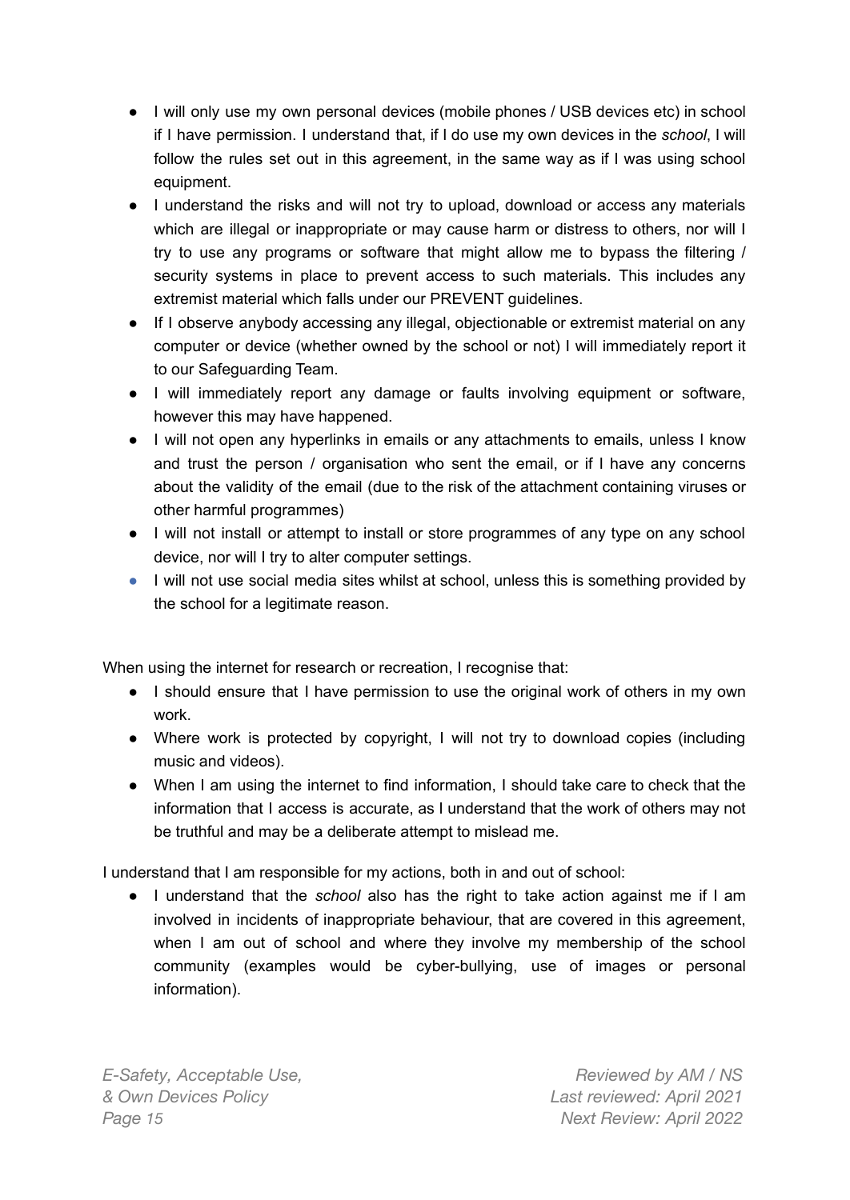- I will only use my own personal devices (mobile phones / USB devices etc) in school if I have permission. I understand that, if I do use my own devices in the *school*, I will follow the rules set out in this agreement, in the same way as if I was using school equipment.
- I understand the risks and will not try to upload, download or access any materials which are illegal or inappropriate or may cause harm or distress to others, nor will I try to use any programs or software that might allow me to bypass the filtering / security systems in place to prevent access to such materials. This includes any extremist material which falls under our PREVENT guidelines.
- If I observe anybody accessing any illegal, objectionable or extremist material on any computer or device (whether owned by the school or not) I will immediately report it to our Safeguarding Team.
- I will immediately report any damage or faults involving equipment or software, however this may have happened.
- I will not open any hyperlinks in emails or any attachments to emails, unless I know and trust the person / organisation who sent the email, or if I have any concerns about the validity of the email (due to the risk of the attachment containing viruses or other harmful programmes)
- I will not install or attempt to install or store programmes of any type on any school device, nor will I try to alter computer settings.
- I will not use social media sites whilst at school, unless this is something provided by the school for a legitimate reason.

When using the internet for research or recreation, I recognise that:

- I should ensure that I have permission to use the original work of others in my own work.
- Where work is protected by copyright, I will not try to download copies (including music and videos).
- When I am using the internet to find information, I should take care to check that the information that I access is accurate, as I understand that the work of others may not be truthful and may be a deliberate attempt to mislead me.

I understand that I am responsible for my actions, both in and out of school:

- I understand that the *school* also has the right to take action against me if I am involved in incidents of inappropriate behaviour, that are covered in this agreement, when I am out of school and where they involve my membership of the school community (examples would be cyber-bullying, use of images or personal information).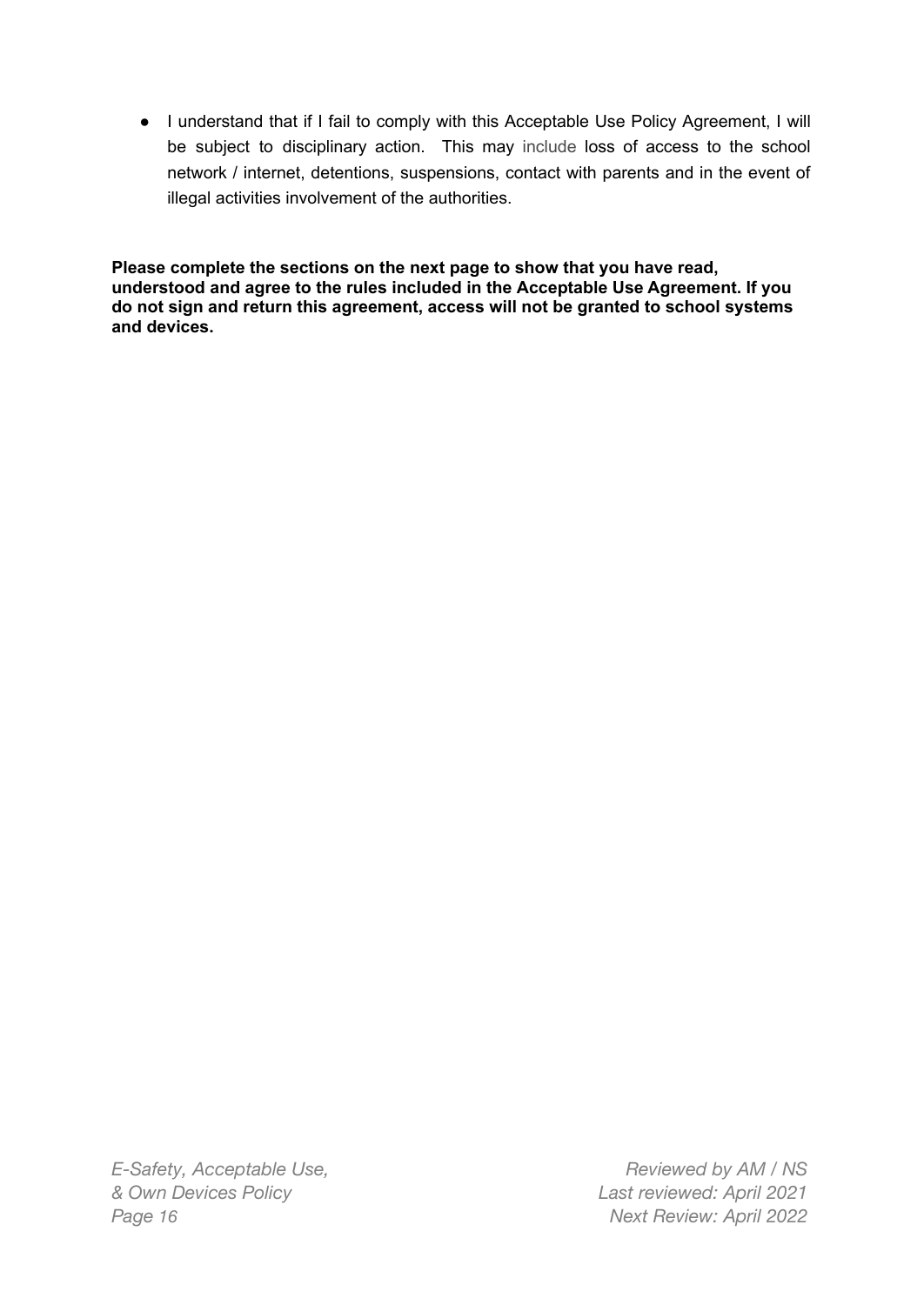- I understand that if I fail to comply with this Acceptable Use Policy Agreement, I will be subject to disciplinary action. This may include loss of access to the school network / internet, detentions, suspensions, contact with parents and in the event of illegal activities involvement of the authorities.

**Please complete the sections on the next page to show that you have read, understood and agree to the rules included in the Acceptable Use Agreement. If you do not sign and return this agreement, access will not be granted to school systems and devices.**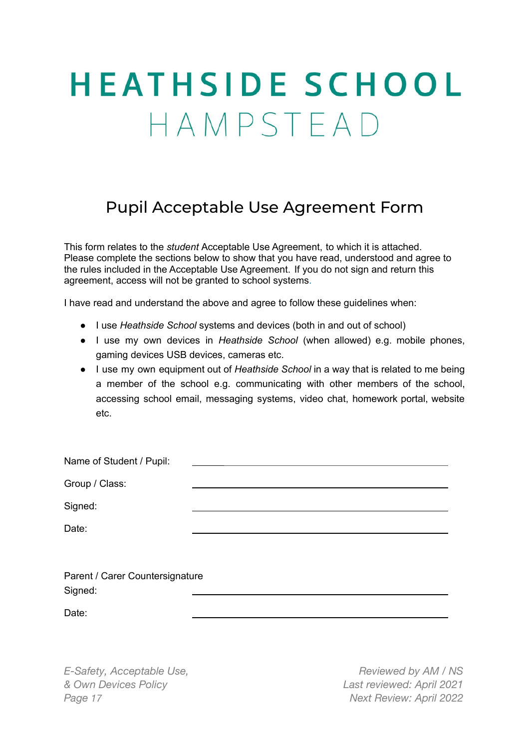# HEATHSIDE SCHOOL
# HAMPSTEAD

## Pupil Acceptable Use Agreement Form

This form relates to the *student* Acceptable Use Agreement, to which it is attached. Please complete the sections below to show that you have read, understood and agree to the rules included in the Acceptable Use Agreement. If you do not sign and return this agreement, access will not be granted to school systems.

I have read and understand the above and agree to follow these guidelines when:

- I use *Heathside School* systems and devices (both in and out of school)
- I use my own devices in *Heathside School* (when allowed) e.g. mobile phones, gaming devices USB devices, cameras etc.
- I use my own equipment out of *Heathside School* in a way that is related to me being a member of the school e.g. communicating with other members of the school, accessing school email, messaging systems, video chat, homework portal, website etc.

Name of Student / Pupil: ______________________________

Group / Class: ______________________________

Signed: ______________________________

Date: ______________________________

Parent / Carer Countersignature

Signed: ______________________________

Date: ______________________________

*E-Safety, Acceptable Use, & Own Devices Policy*

*Reviewed by AM / NS*
*Last reviewed: April 2021*
*Next Review: April 2022*